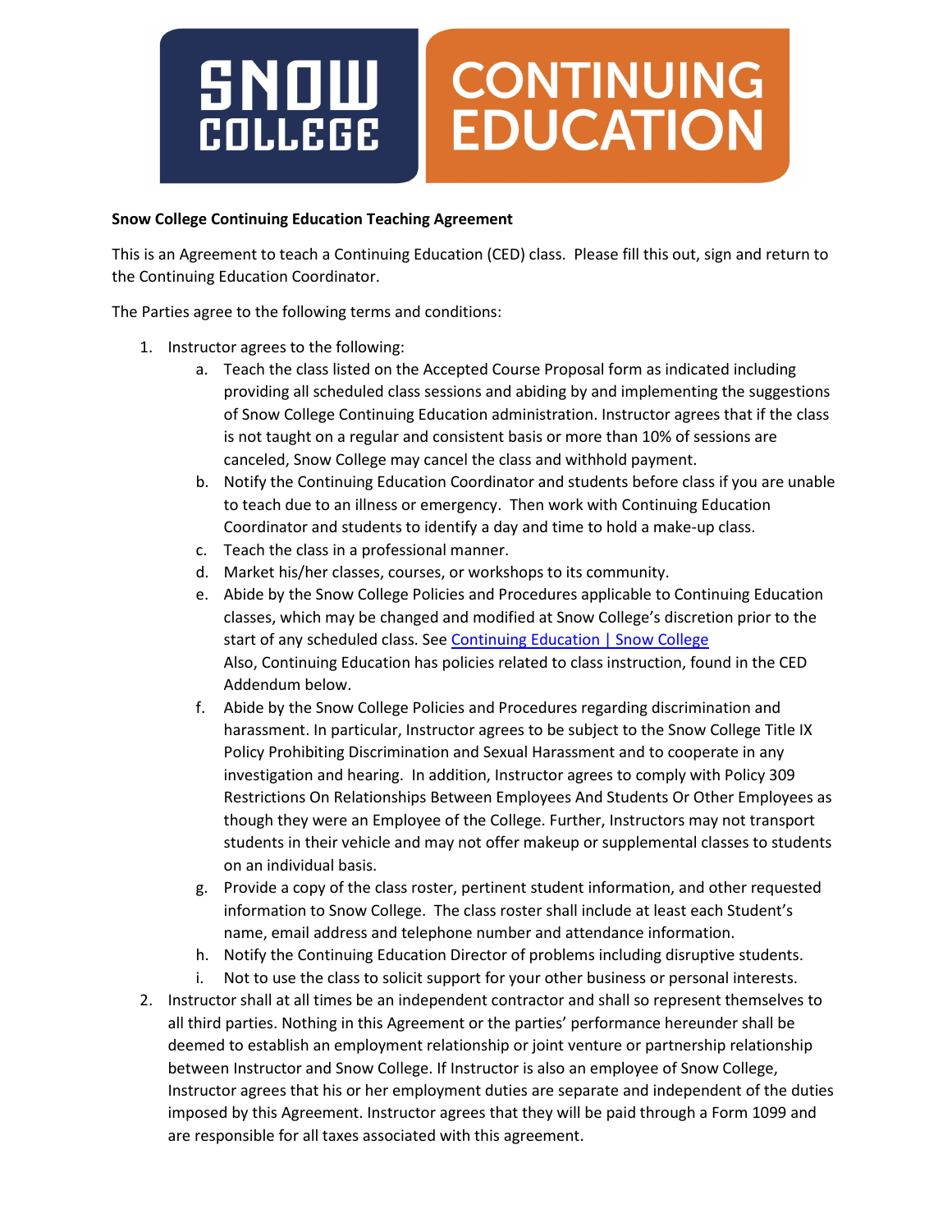**Snow College Continuing Education Teaching Agreement**

This is an Agreement to teach a Continuing Education (CED) class. Please fill this out, sign and return to the Continuing Education Coordinator.

The Parties agree to the following terms and conditions:

1. Instructor agrees to the following:
    a. Teach the class listed on the Accepted Course Proposal form as indicated including providing all scheduled class sessions and abiding by and implementing the suggestions of Snow College Continuing Education administration. Instructor agrees that if the class is not taught on a regular and consistent basis or more than 10% of sessions are canceled, Snow College may cancel the class and withhold payment.
    b. Notify the Continuing Education Coordinator and students before class if you are unable to teach due to an illness or emergency. Then work with Continuing Education Coordinator and students to identify a day and time to hold a make-up class.
    c. Teach the class in a professional manner.
    d. Market his/her classes, courses, or workshops to its community.
    e. Abide by the Snow College Policies and Procedures applicable to Continuing Education classes, which may be changed and modified at Snow College's discretion prior to the start of any scheduled class. See Continuing Education | Snow College
       Also, Continuing Education has policies related to class instruction, found in the CED Addendum below.
    f. Abide by the Snow College Policies and Procedures regarding discrimination and harassment. In particular, Instructor agrees to be subject to the Snow College Title IX Policy Prohibiting Discrimination and Sexual Harassment and to cooperate in any investigation and hearing. In addition, Instructor agrees to comply with Policy 309 Restrictions On Relationships Between Employees And Students Or Other Employees as though they were an Employee of the College. Further, Instructors may not transport students in their vehicle and may not offer makeup or supplemental classes to students on an individual basis.
    g. Provide a copy of the class roster, pertinent student information, and other requested information to Snow College. The class roster shall include at least each Student's name, email address and telephone number and attendance information.
    h. Notify the Continuing Education Director of problems including disruptive students.
    i. Not to use the class to solicit support for your other business or personal interests.
2. Instructor shall at all times be an independent contractor and shall so represent themselves to all third parties. Nothing in this Agreement or the parties' performance hereunder shall be deemed to establish an employment relationship or joint venture or partnership relationship between Instructor and Snow College. If Instructor is also an employee of Snow College, Instructor agrees that his or her employment duties are separate and independent of the duties imposed by this Agreement. Instructor agrees that they will be paid through a Form 1099 and are responsible for all taxes associated with this agreement.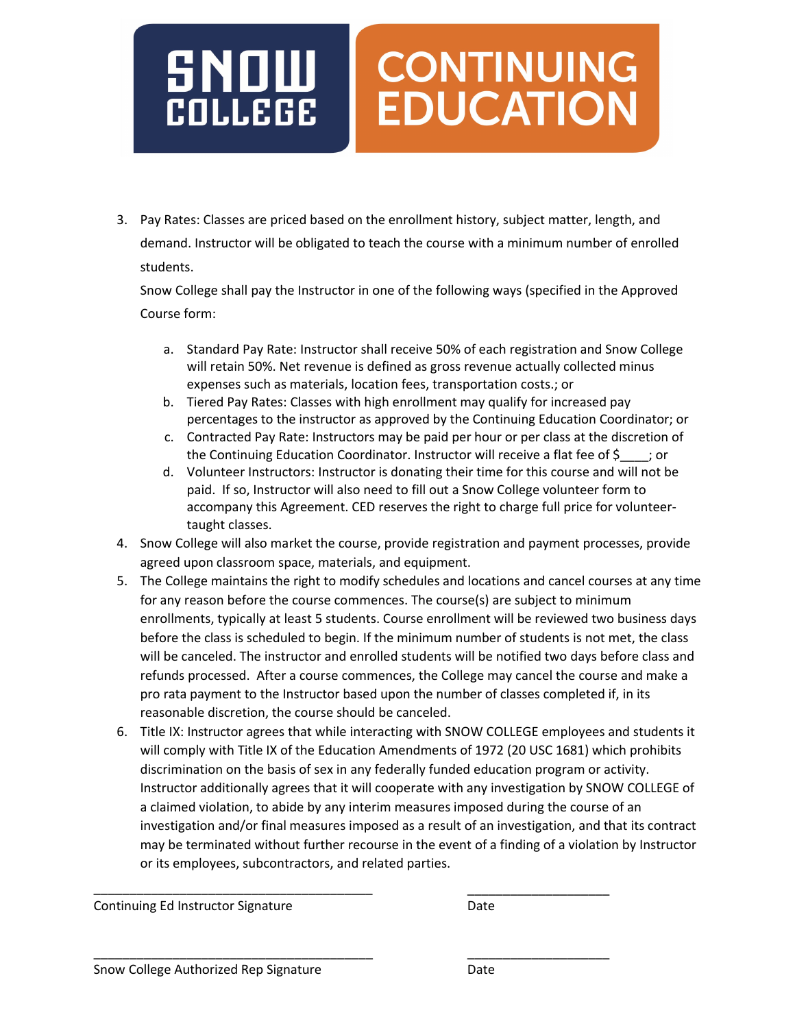3. Pay Rates: Classes are priced based on the enrollment history, subject matter, length, and demand. Instructor will be obligated to teach the course with a minimum number of enrolled students.

   Snow College shall pay the Instructor in one of the following ways (specified in the Approved Course form:

   a. Standard Pay Rate: Instructor shall receive 50% of each registration and Snow College will retain 50%. Net revenue is defined as gross revenue actually collected minus expenses such as materials, location fees, transportation costs.; or
   b. Tiered Pay Rates: Classes with high enrollment may qualify for increased pay percentages to the instructor as approved by the Continuing Education Coordinator; or
   c. Contracted Pay Rate: Instructors may be paid per hour or per class at the discretion of the Continuing Education Coordinator. Instructor will receive a flat fee of $____; or
   d. Volunteer Instructors: Instructor is donating their time for this course and will not be paid. If so, Instructor will also need to fill out a Snow College volunteer form to accompany this Agreement. CED reserves the right to charge full price for volunteer-taught classes.
4. Snow College will also market the course, provide registration and payment processes, provide agreed upon classroom space, materials, and equipment.
5. The College maintains the right to modify schedules and locations and cancel courses at any time for any reason before the course commences. The course(s) are subject to minimum enrollments, typically at least 5 students. Course enrollment will be reviewed two business days before the class is scheduled to begin. If the minimum number of students is not met, the class will be canceled. The instructor and enrolled students will be notified two days before class and refunds processed. After a course commences, the College may cancel the course and make a pro rata payment to the Instructor based upon the number of classes completed if, in its reasonable discretion, the course should be canceled.
6. Title IX: Instructor agrees that while interacting with SNOW COLLEGE employees and students it will comply with Title IX of the Education Amendments of 1972 (20 USC 1681) which prohibits discrimination on the basis of sex in any federally funded education program or activity. Instructor additionally agrees that it will cooperate with any investigation by SNOW COLLEGE of a claimed violation, to abide by any interim measures imposed during the course of an investigation and/or final measures imposed as a result of an investigation, and that its contract may be terminated without further recourse in the event of a finding of a violation by Instructor or its employees, subcontractors, and related parties.

_______________________________________ ____________________

Continuing Ed Instructor Signature Date

_______________________________________ ____________________

Snow College Authorized Rep Signature Date